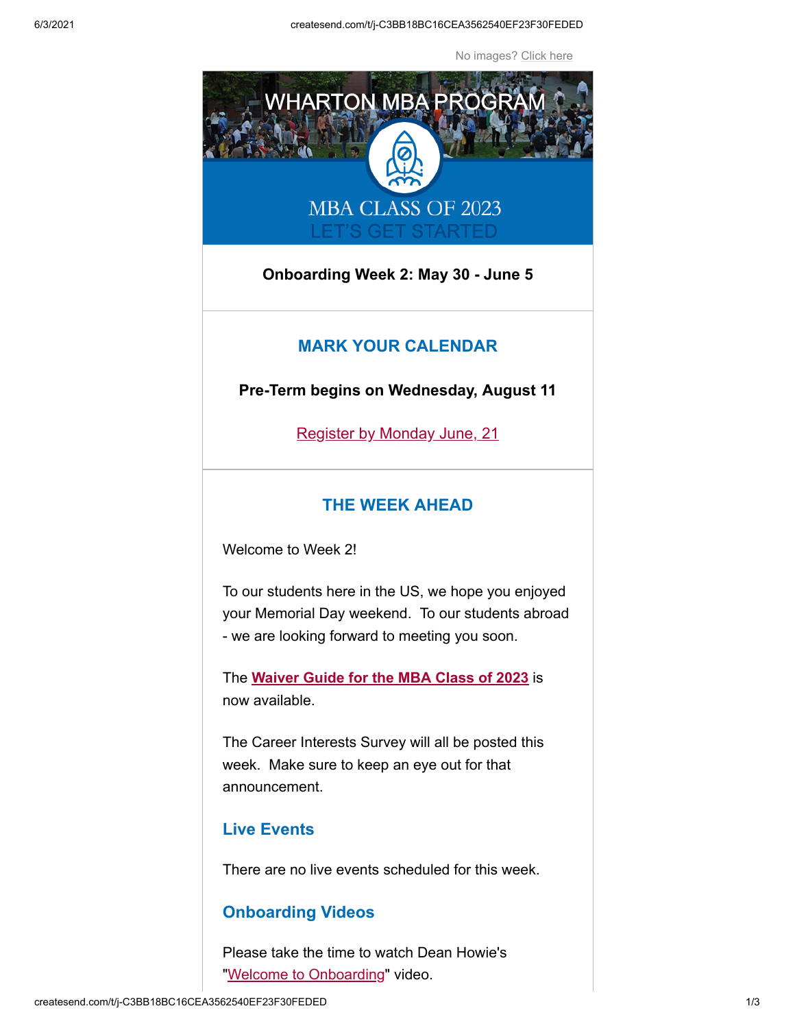No images? Click here

# WHARTON MBA PROGRAM

MBA CLASS OF 2023

LET'S GET STARTED

**Onboarding Week 2: May 30 - June 5**

## MARK YOUR CALENDAR

**Pre-Term begins on Wednesday, August 11**

Register by Monday June, 21

## THE WEEK AHEAD

Welcome to Week 2!

To our students here in the US, we hope you enjoyed your Memorial Day weekend. To our students abroad - we are looking forward to meeting you soon.

The **Waiver Guide for the MBA Class of 2023** is now available.

The Career Interests Survey will all be posted this week. Make sure to keep an eye out for that announcement.

### Live Events

There are no live events scheduled for this week.

### Onboarding Videos

Please take the time to watch Dean Howie's "Welcome to Onboarding" video.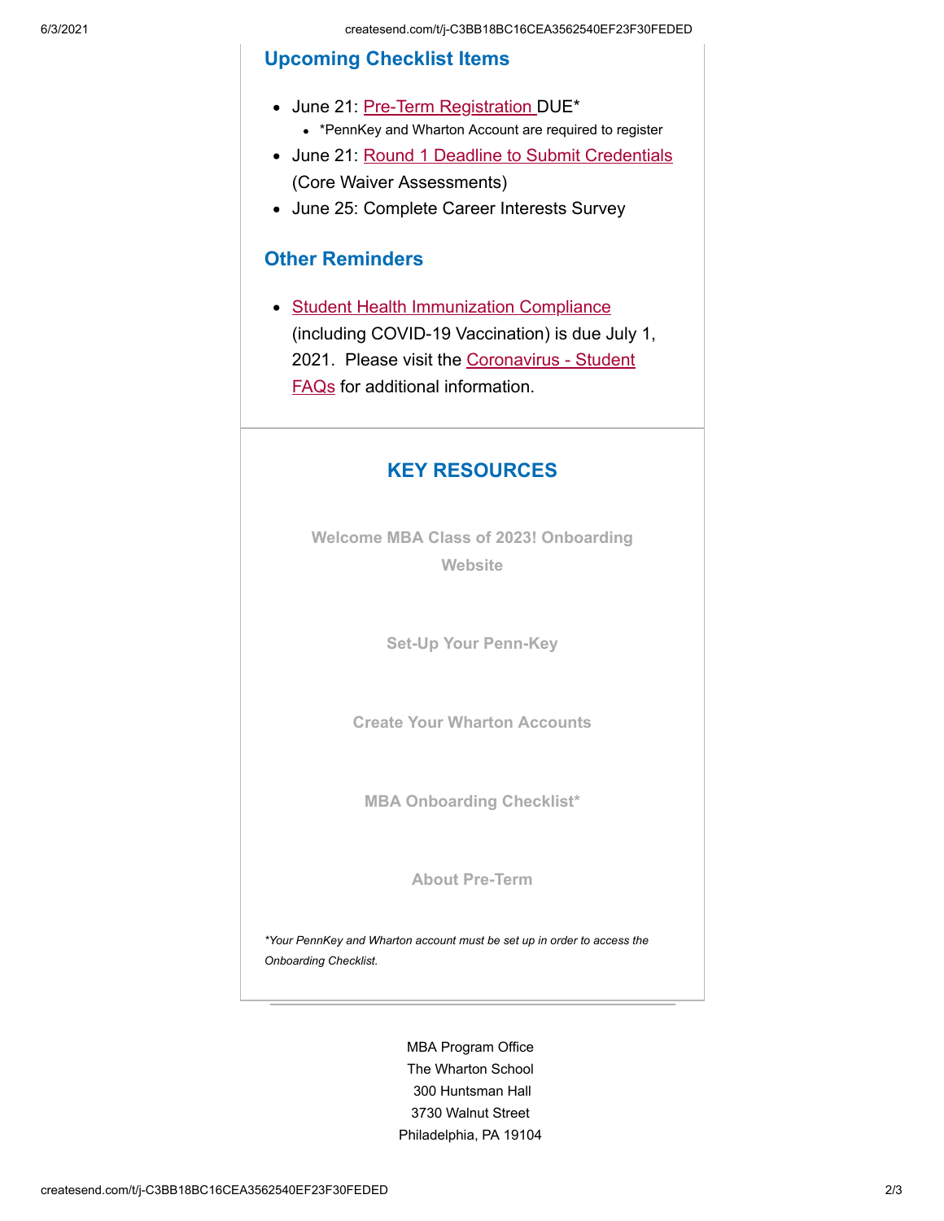## Upcoming Checklist Items

- June 21: Pre-Term Registration DUE*
  - *PennKey and Wharton Account are required to register
- June 21: Round 1 Deadline to Submit Credentials (Core Waiver Assessments)
- June 25: Complete Career Interests Survey

## Other Reminders

- Student Health Immunization Compliance (including COVID-19 Vaccination) is due July 1, 2021. Please visit the Coronavirus - Student FAQs for additional information.

## KEY RESOURCES

**Welcome MBA Class of 2023! Onboarding Website**

**Set-Up Your Penn-Key**

**Create Your Wharton Accounts**

**MBA Onboarding Checklist***

**About Pre-Term**

*\*Your PennKey and Wharton account must be set up in order to access the Onboarding Checklist.*

---

MBA Program Office
The Wharton School
300 Huntsman Hall
3730 Walnut Street
Philadelphia, PA 19104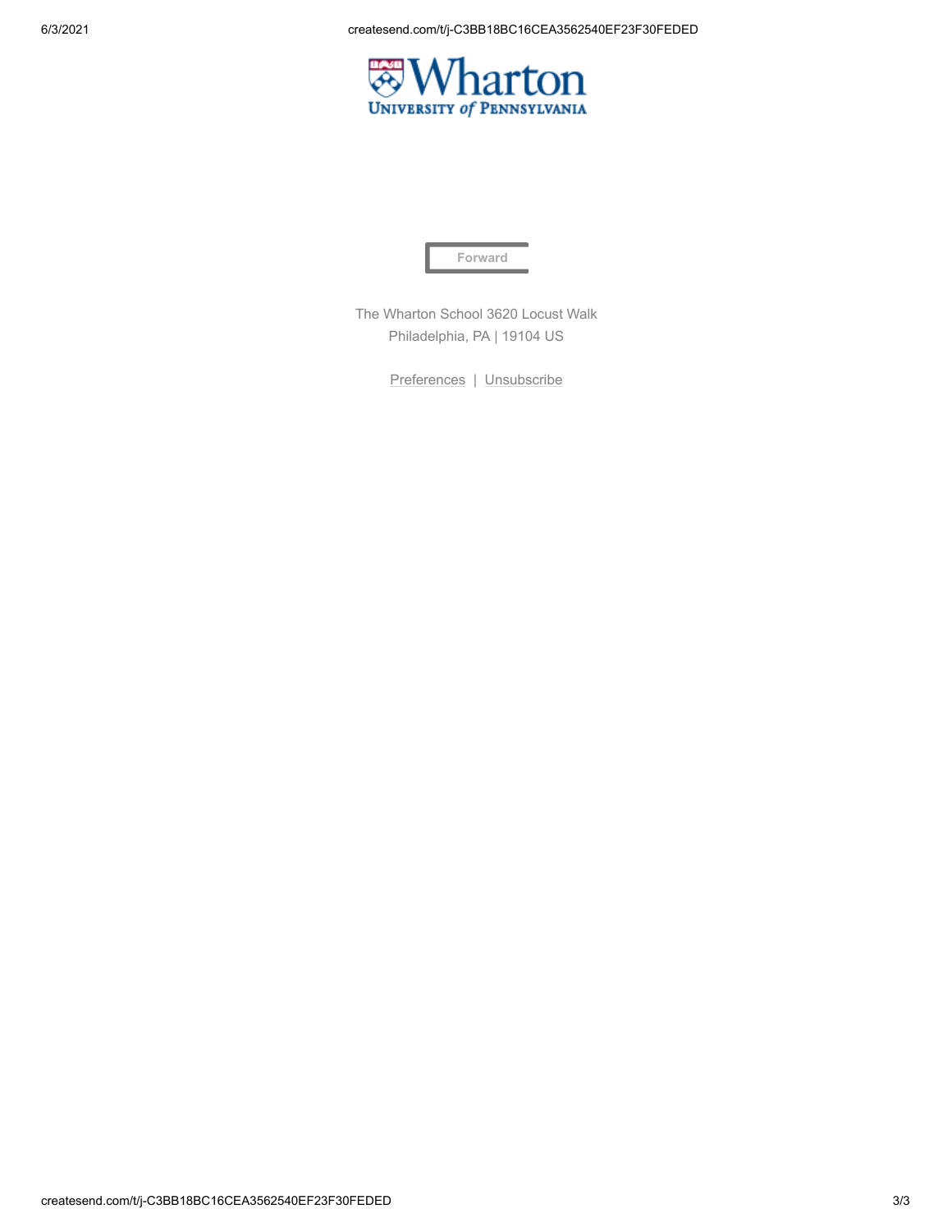Wharton
UNIVERSITY of PENNSYLVANIA

Forward

The Wharton School 3620 Locust Walk
Philadelphia, PA | 19104 US

Preferences | Unsubscribe